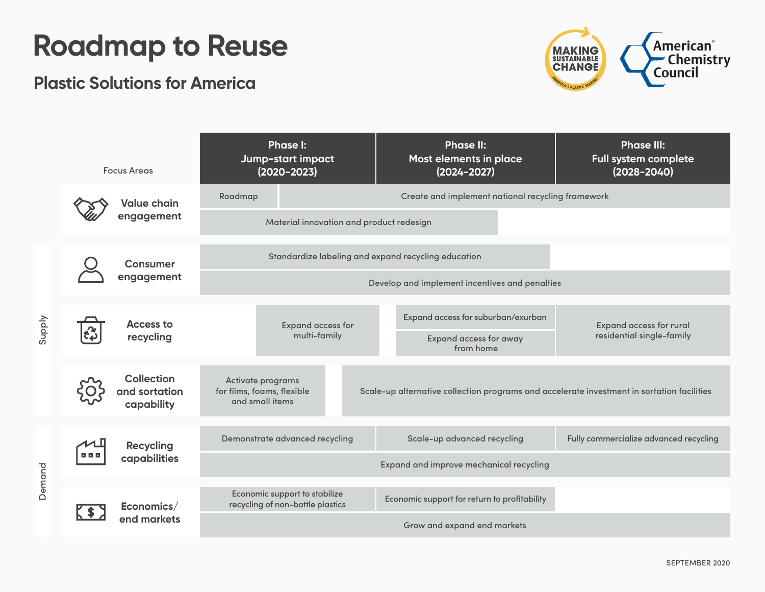# Roadmap to Reuse

## Plastic Solutions for America

MAKING SUSTAINABLE CHANGE — AMERICA'S PLASTIC MAKERS®

American Chemistry Council®

| | Focus Areas | Phase I: Jump-start impact (2020-2023) | Phase II: Most elements in place (2024-2027) | Phase III: Full system complete (2028-2040) |
|---|---|---|---|---|
| | Value chain engagement | Roadmap | Create and implement national recycling framework | Create and implement national recycling framework |
| | | Material innovation and product redesign | Material innovation and product redesign | |
| Supply | Consumer engagement | Standardize labeling and expand recycling education | Standardize labeling and expand recycling education | |
| Supply | | Develop and implement incentives and penalties | Develop and implement incentives and penalties | Develop and implement incentives and penalties |
| Supply | Access to recycling | Expand access for multi-family | Expand access for suburban/exurban; Expand access for away from home | Expand access for rural residential single-family |
| Supply | Collection and sortation capability | Activate programs for films, foams, flexible and small items | Scale-up alternative collection programs and accelerate investment in sortation facilities | Scale-up alternative collection programs and accelerate investment in sortation facilities |
| Demand | Recycling capabilities | Demonstrate advanced recycling | Scale-up advanced recycling | Fully commercialize advanced recycling |
| Demand | | Expand and improve mechanical recycling | Expand and improve mechanical recycling | Expand and improve mechanical recycling |
| Demand | Economics/ end markets | Economic support to stabilize recycling of non-bottle plastics | Economic support for return to profitability | |
| Demand | | Grow and expand end markets | Grow and expand end markets | Grow and expand end markets |

SEPTEMBER 2020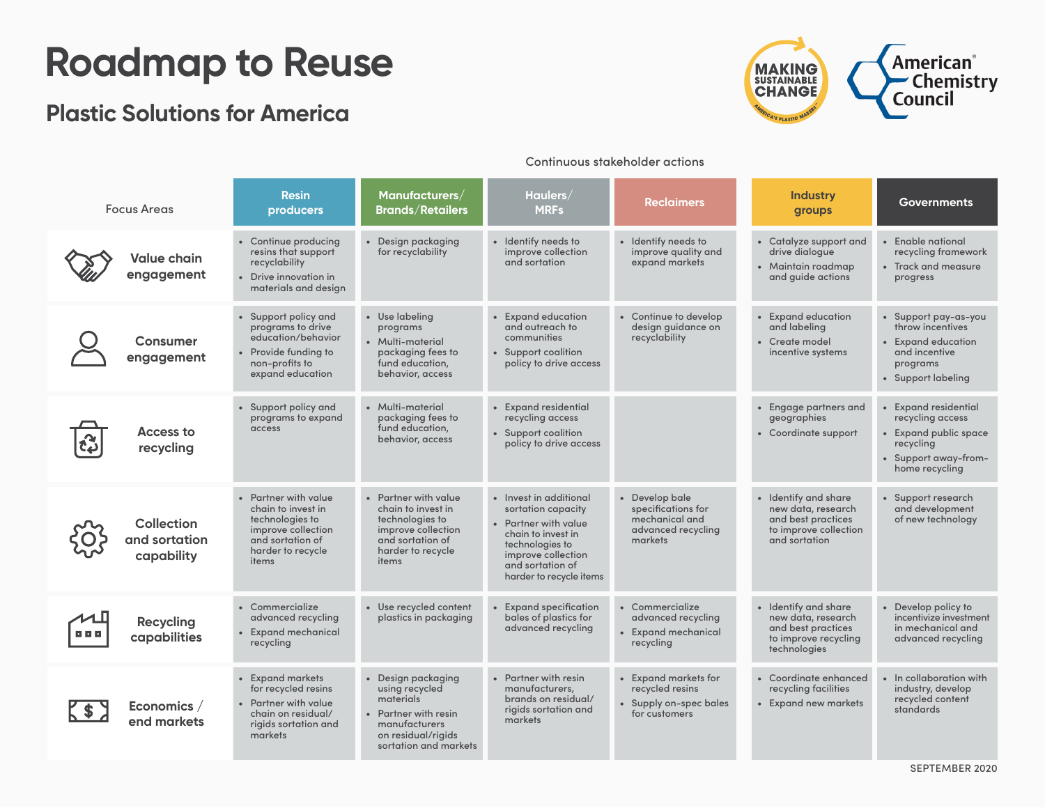# Roadmap to Reuse

## Plastic Solutions for America

Continuous stakeholder actions

| Focus Areas | Resin producers | Manufacturers/ Brands/Retailers | Haulers/ MRFs | Reclaimers | Industry groups | Governments |
|---|---|---|---|---|---|---|
| **Value chain engagement** | • Continue producing resins that support recyclability<br>• Drive innovation in materials and design | • Design packaging for recyclability | • Identify needs to improve collection and sortation | • Identify needs to improve quality and expand markets | • Catalyze support and drive dialogue<br>• Maintain roadmap and guide actions | • Enable national recycling framework<br>• Track and measure progress |
| **Consumer engagement** | • Support policy and programs to drive education/behavior<br>• Provide funding to non-profits to expand education | • Use labeling programs<br>• Multi-material packaging fees to fund education, behavior, access | • Expand education and outreach to communities<br>• Support coalition policy to drive access | • Continue to develop design guidance on recyclability | • Expand education and labeling<br>• Create model incentive systems | • Support pay-as-you throw incentives<br>• Expand education and incentive programs<br>• Support labeling |
| **Access to recycling** | • Support policy and programs to expand access | • Multi-material packaging fees to fund education, behavior, access | • Expand residential recycling access<br>• Support coalition policy to drive access | | • Engage partners and geographies<br>• Coordinate support | • Expand residential recycling access<br>• Expand public space recycling<br>• Support away-from-home recycling |
| **Collection and sortation capability** | • Partner with value chain to invest in technologies to improve collection and sortation of harder to recycle items | • Partner with value chain to invest in technologies to improve collection and sortation of harder to recycle items | • Invest in additional sortation capacity<br>• Partner with value chain to invest in technologies to improve collection and sortation of harder to recycle items | • Develop bale specifications for mechanical and advanced recycling markets | • Identify and share new data, research and best practices to improve collection and sortation | • Support research and development of new technology |
| **Recycling capabilities** | • Commercialize advanced recycling<br>• Expand mechanical recycling | • Use recycled content plastics in packaging | • Expand specification bales of plastics for advanced recycling | • Commercialize advanced recycling<br>• Expand mechanical recycling | • Identify and share new data, research and best practices to improve recycling technologies | • Develop policy to incentivize investment in mechanical and advanced recycling |
| **Economics / end markets** | • Expand markets for recycled resins<br>• Partner with value chain on residual/ rigids sortation and markets | • Design packaging using recycled materials<br>• Partner with resin manufacturers on residual/rigids sortation and markets | • Partner with resin manufacturers, brands on residual/ rigids sortation and markets | • Expand markets for recycled resins<br>• Supply on-spec bales for customers | • Coordinate enhanced recycling facilities<br>• Expand new markets | • In collaboration with industry, develop recycled content standards |

SEPTEMBER 2020